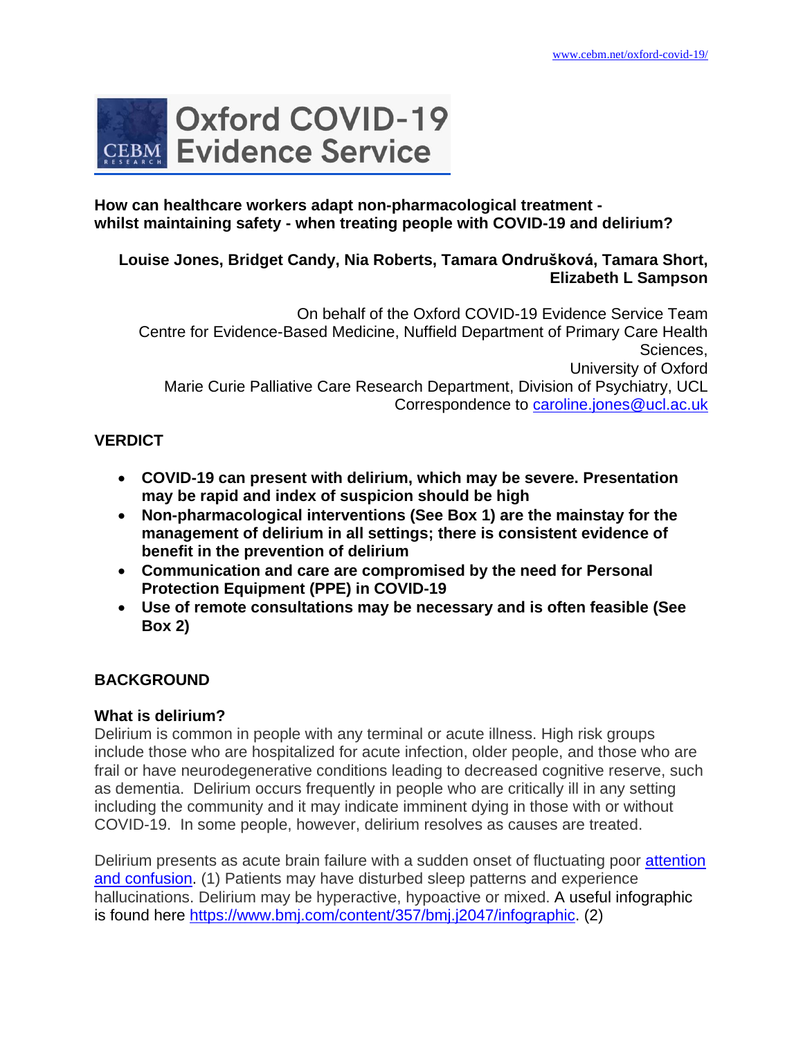www.cebm.net/oxford-covid-19/

# Oxford COVID-19 Evidence Service

**How can healthcare workers adapt non-pharmacological treatment - whilst maintaining safety - when treating people with COVID-19 and delirium?**

**Louise Jones, Bridget Candy, Nia Roberts, Tamara Ondrušková, Tamara Short, Elizabeth L Sampson**

On behalf of the Oxford COVID-19 Evidence Service Team
Centre for Evidence-Based Medicine, Nuffield Department of Primary Care Health Sciences,
University of Oxford
Marie Curie Palliative Care Research Department, Division of Psychiatry, UCL
Correspondence to caroline.jones@ucl.ac.uk

## VERDICT

- **COVID-19 can present with delirium, which may be severe. Presentation may be rapid and index of suspicion should be high**
- **Non-pharmacological interventions (See Box 1) are the mainstay for the management of delirium in all settings; there is consistent evidence of benefit in the prevention of delirium**
- **Communication and care are compromised by the need for Personal Protection Equipment (PPE) in COVID-19**
- **Use of remote consultations may be necessary and is often feasible (See Box 2)**

## BACKGROUND

### What is delirium?

Delirium is common in people with any terminal or acute illness. High risk groups include those who are hospitalized for acute infection, older people, and those who are frail or have neurodegenerative conditions leading to decreased cognitive reserve, such as dementia. Delirium occurs frequently in people who are critically ill in any setting including the community and it may indicate imminent dying in those with or without COVID-19. In some people, however, delirium resolves as causes are treated.

Delirium presents as acute brain failure with a sudden onset of fluctuating poor attention and confusion. (1) Patients may have disturbed sleep patterns and experience hallucinations. Delirium may be hyperactive, hypoactive or mixed. A useful infographic is found here https://www.bmj.com/content/357/bmj.j2047/infographic. (2)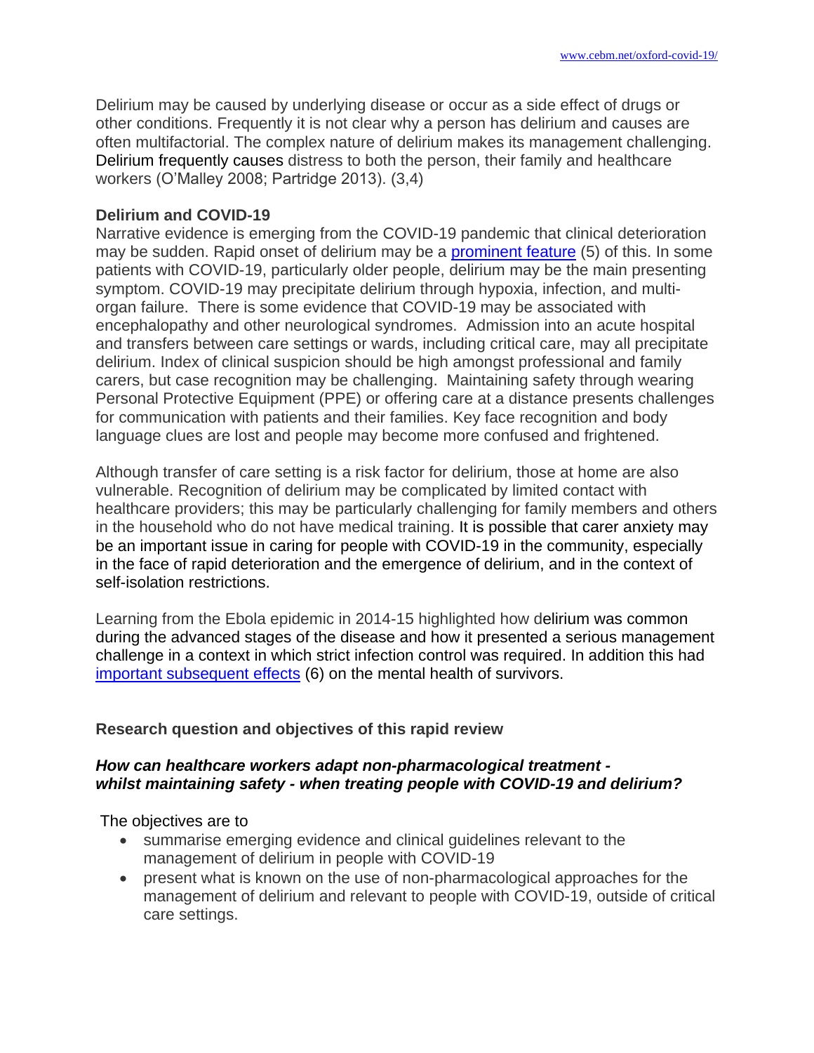Delirium may be caused by underlying disease or occur as a side effect of drugs or other conditions. Frequently it is not clear why a person has delirium and causes are often multifactorial. The complex nature of delirium makes its management challenging. Delirium frequently causes distress to both the person, their family and healthcare workers (O'Malley 2008; Partridge 2013). (3,4)

**Delirium and COVID-19**

Narrative evidence is emerging from the COVID-19 pandemic that clinical deterioration may be sudden. Rapid onset of delirium may be a [prominent feature](#) (5) of this. In some patients with COVID-19, particularly older people, delirium may be the main presenting symptom. COVID-19 may precipitate delirium through hypoxia, infection, and multi-organ failure. There is some evidence that COVID-19 may be associated with encephalopathy and other neurological syndromes. Admission into an acute hospital and transfers between care settings or wards, including critical care, may all precipitate delirium. Index of clinical suspicion should be high amongst professional and family carers, but case recognition may be challenging. Maintaining safety through wearing Personal Protective Equipment (PPE) or offering care at a distance presents challenges for communication with patients and their families. Key face recognition and body language clues are lost and people may become more confused and frightened.

Although transfer of care setting is a risk factor for delirium, those at home are also vulnerable. Recognition of delirium may be complicated by limited contact with healthcare providers; this may be particularly challenging for family members and others in the household who do not have medical training. It is possible that carer anxiety may be an important issue in caring for people with COVID-19 in the community, especially in the face of rapid deterioration and the emergence of delirium, and in the context of self-isolation restrictions.

Learning from the Ebola epidemic in 2014-15 highlighted how delirium was common during the advanced stages of the disease and how it presented a serious management challenge in a context in which strict infection control was required. In addition this had [important subsequent effects](#) (6) on the mental health of survivors.

**Research question and objectives of this rapid review**

***How can healthcare workers adapt non-pharmacological treatment - whilst maintaining safety - when treating people with COVID-19 and delirium?***

The objectives are to

- summarise emerging evidence and clinical guidelines relevant to the management of delirium in people with COVID-19
- present what is known on the use of non-pharmacological approaches for the management of delirium and relevant to people with COVID-19, outside of critical care settings.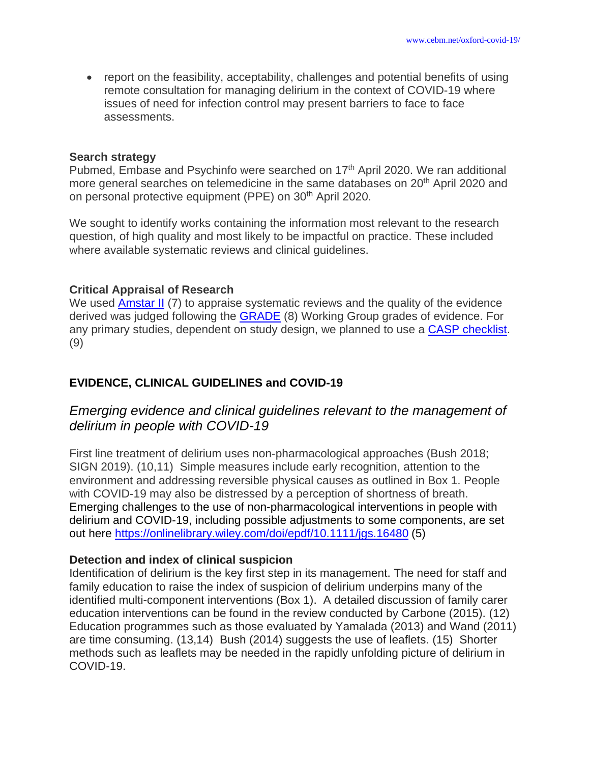- report on the feasibility, acceptability, challenges and potential benefits of using remote consultation for managing delirium in the context of COVID-19 where issues of need for infection control may present barriers to face to face assessments.

**Search strategy**
Pubmed, Embase and Psychinfo were searched on 17th April 2020. We ran additional more general searches on telemedicine in the same databases on 20th April 2020 and on personal protective equipment (PPE) on 30th April 2020.

We sought to identify works containing the information most relevant to the research question, of high quality and most likely to be impactful on practice. These included where available systematic reviews and clinical guidelines.

**Critical Appraisal of Research**
We used Amstar II (7) to appraise systematic reviews and the quality of the evidence derived was judged following the GRADE (8) Working Group grades of evidence. For any primary studies, dependent on study design, we planned to use a CASP checklist. (9)

## EVIDENCE, CLINICAL GUIDELINES and COVID-19

### *Emerging evidence and clinical guidelines relevant to the management of delirium in people with COVID-19*

First line treatment of delirium uses non-pharmacological approaches (Bush 2018; SIGN 2019). (10,11) Simple measures include early recognition, attention to the environment and addressing reversible physical causes as outlined in Box 1. People with COVID-19 may also be distressed by a perception of shortness of breath. Emerging challenges to the use of non-pharmacological interventions in people with delirium and COVID-19, including possible adjustments to some components, are set out here https://onlinelibrary.wiley.com/doi/epdf/10.1111/jgs.16480 (5)

**Detection and index of clinical suspicion**
Identification of delirium is the key first step in its management. The need for staff and family education to raise the index of suspicion of delirium underpins many of the identified multi-component interventions (Box 1). A detailed discussion of family carer education interventions can be found in the review conducted by Carbone (2015). (12) Education programmes such as those evaluated by Yamalada (2013) and Wand (2011) are time consuming. (13,14) Bush (2014) suggests the use of leaflets. (15) Shorter methods such as leaflets may be needed in the rapidly unfolding picture of delirium in COVID-19.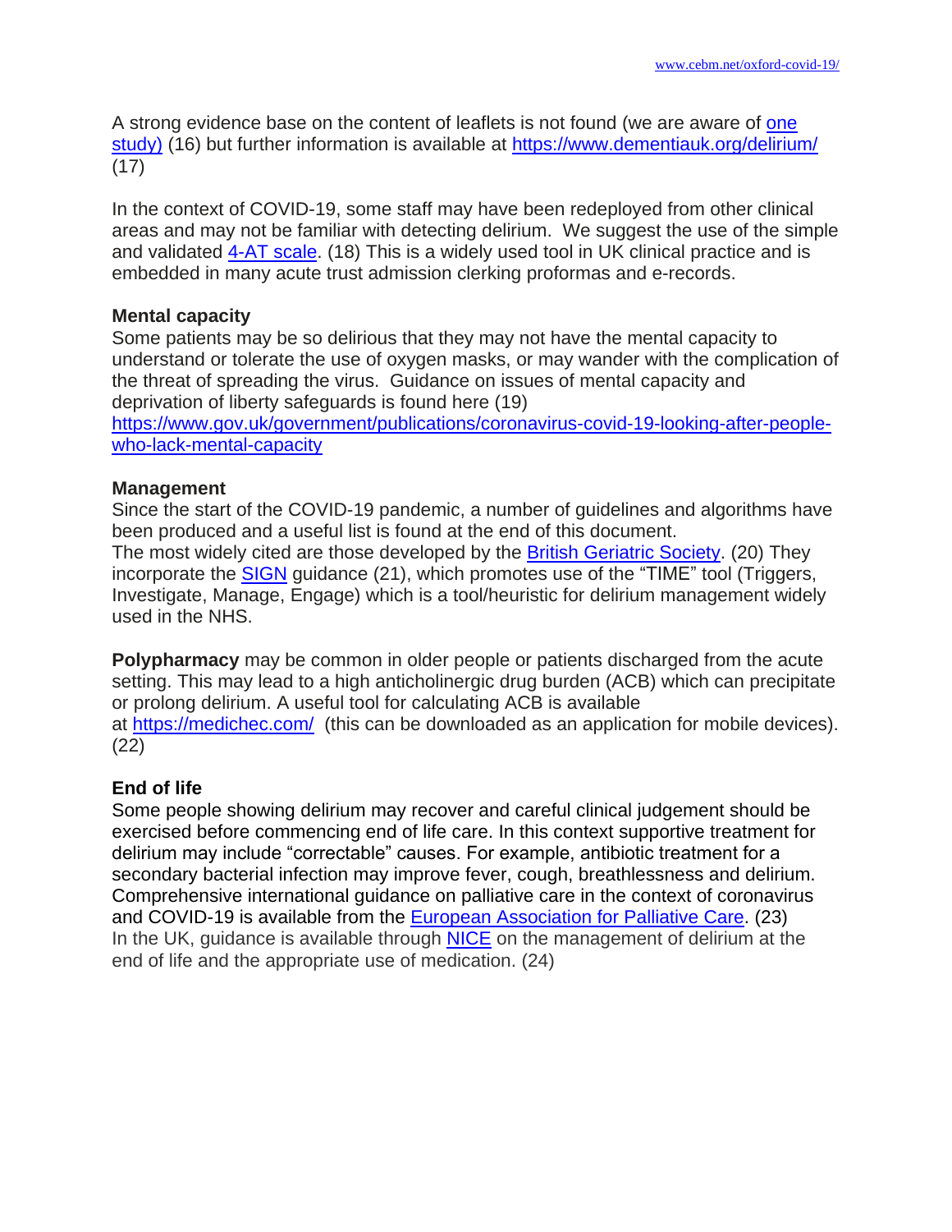A strong evidence base on the content of leaflets is not found (we are aware of one study) (16) but further information is available at https://www.dementiauk.org/delirium/ (17)

In the context of COVID-19, some staff may have been redeployed from other clinical areas and may not be familiar with detecting delirium. We suggest the use of the simple and validated 4-AT scale. (18) This is a widely used tool in UK clinical practice and is embedded in many acute trust admission clerking proformas and e-records.

**Mental capacity**

Some patients may be so delirious that they may not have the mental capacity to understand or tolerate the use of oxygen masks, or may wander with the complication of the threat of spreading the virus. Guidance on issues of mental capacity and deprivation of liberty safeguards is found here (19) https://www.gov.uk/government/publications/coronavirus-covid-19-looking-after-people-who-lack-mental-capacity

**Management**

Since the start of the COVID-19 pandemic, a number of guidelines and algorithms have been produced and a useful list is found at the end of this document.
The most widely cited are those developed by the British Geriatric Society. (20) They incorporate the SIGN guidance (21), which promotes use of the "TIME" tool (Triggers, Investigate, Manage, Engage) which is a tool/heuristic for delirium management widely used in the NHS.

**Polypharmacy** may be common in older people or patients discharged from the acute setting. This may lead to a high anticholinergic drug burden (ACB) which can precipitate or prolong delirium. A useful tool for calculating ACB is available at https://medichec.com/ (this can be downloaded as an application for mobile devices). (22)

**End of life**

Some people showing delirium may recover and careful clinical judgement should be exercised before commencing end of life care. In this context supportive treatment for delirium may include "correctable" causes. For example, antibiotic treatment for a secondary bacterial infection may improve fever, cough, breathlessness and delirium. Comprehensive international guidance on palliative care in the context of coronavirus and COVID-19 is available from the European Association for Palliative Care. (23)
In the UK, guidance is available through NICE on the management of delirium at the end of life and the appropriate use of medication. (24)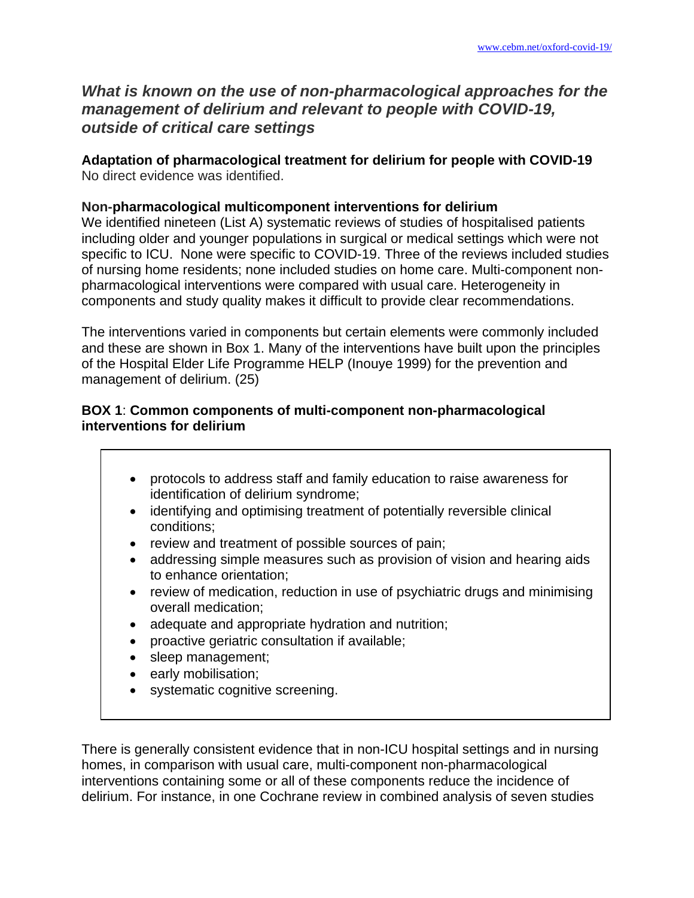## *What is known on the use of non-pharmacological approaches for the management of delirium and relevant to people with COVID-19, outside of critical care settings*

**Adaptation of pharmacological treatment for delirium for people with COVID-19**
No direct evidence was identified.

**Non-pharmacological multicomponent interventions for delirium**
We identified nineteen (List A) systematic reviews of studies of hospitalised patients including older and younger populations in surgical or medical settings which were not specific to ICU. None were specific to COVID-19. Three of the reviews included studies of nursing home residents; none included studies on home care. Multi-component non-pharmacological interventions were compared with usual care. Heterogeneity in components and study quality makes it difficult to provide clear recommendations.

The interventions varied in components but certain elements were commonly included and these are shown in Box 1. Many of the interventions have built upon the principles of the Hospital Elder Life Programme HELP (Inouye 1999) for the prevention and management of delirium. (25)

**BOX 1**: **Common components of multi-component non-pharmacological interventions for delirium**

- protocols to address staff and family education to raise awareness for identification of delirium syndrome;
- identifying and optimising treatment of potentially reversible clinical conditions;
- review and treatment of possible sources of pain;
- addressing simple measures such as provision of vision and hearing aids to enhance orientation;
- review of medication, reduction in use of psychiatric drugs and minimising overall medication;
- adequate and appropriate hydration and nutrition;
- proactive geriatric consultation if available;
- sleep management;
- early mobilisation;
- systematic cognitive screening.

There is generally consistent evidence that in non-ICU hospital settings and in nursing homes, in comparison with usual care, multi-component non-pharmacological interventions containing some or all of these components reduce the incidence of delirium. For instance, in one Cochrane review in combined analysis of seven studies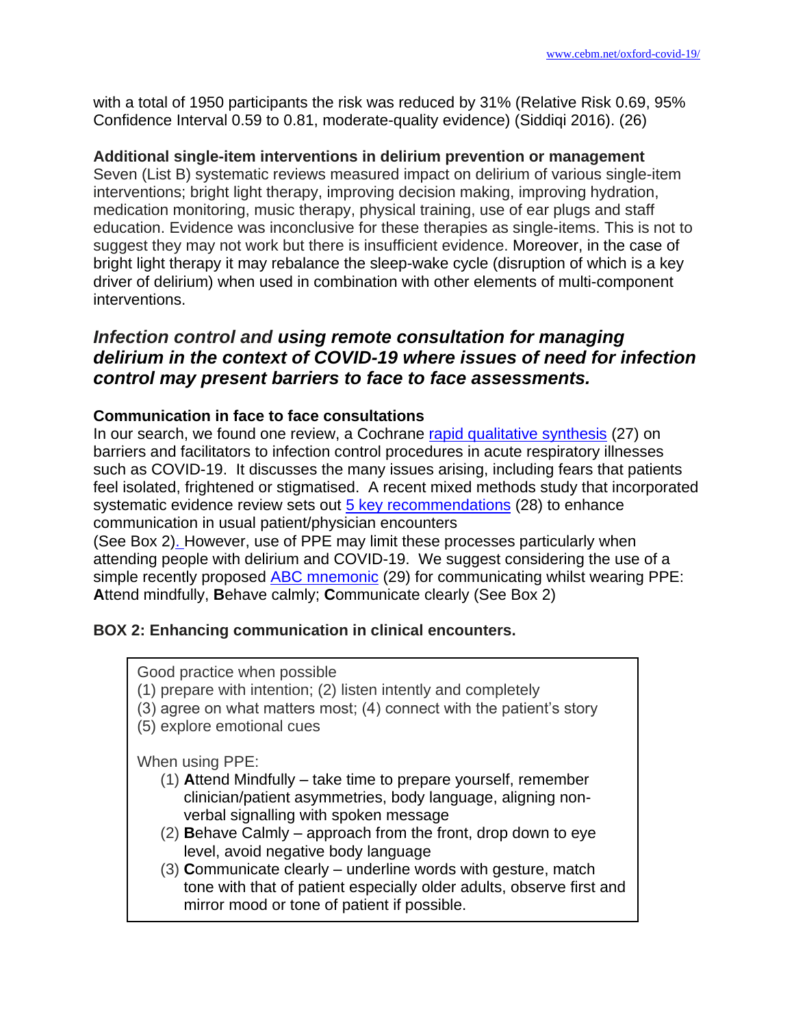with a total of 1950 participants the risk was reduced by 31% (Relative Risk 0.69, 95% Confidence Interval 0.59 to 0.81, moderate-quality evidence) (Siddiqi 2016). (26)

**Additional single-item interventions in delirium prevention or management**

Seven (List B) systematic reviews measured impact on delirium of various single-item interventions; bright light therapy, improving decision making, improving hydration, medication monitoring, music therapy, physical training, use of ear plugs and staff education. Evidence was inconclusive for these therapies as single-items. This is not to suggest they may not work but there is insufficient evidence. Moreover, in the case of bright light therapy it may rebalance the sleep-wake cycle (disruption of which is a key driver of delirium) when used in combination with other elements of multi-component interventions.

## *Infection control and using remote consultation for managing delirium in the context of COVID-19 where issues of need for infection control may present barriers to face to face assessments.*

**Communication in face to face consultations**

In our search, we found one review, a Cochrane rapid qualitative synthesis (27) on barriers and facilitators to infection control procedures in acute respiratory illnesses such as COVID-19. It discusses the many issues arising, including fears that patients feel isolated, frightened or stigmatised. A recent mixed methods study that incorporated systematic evidence review sets out 5 key recommendations (28) to enhance communication in usual patient/physician encounters (See Box 2). However, use of PPE may limit these processes particularly when attending people with delirium and COVID-19. We suggest considering the use of a simple recently proposed ABC mnemonic (29) for communicating whilst wearing PPE: **A**ttend mindfully, **B**ehave calmly; **C**ommunicate clearly (See Box 2)

**BOX 2: Enhancing communication in clinical encounters.**

Good practice when possible
(1) prepare with intention; (2) listen intently and completely
(3) agree on what matters most; (4) connect with the patient's story
(5) explore emotional cues

When using PPE:

1. **A**ttend Mindfully – take time to prepare yourself, remember clinician/patient asymmetries, body language, aligning non-verbal signalling with spoken message
2. **B**ehave Calmly – approach from the front, drop down to eye level, avoid negative body language
3. **C**ommunicate clearly – underline words with gesture, match tone with that of patient especially older adults, observe first and mirror mood or tone of patient if possible.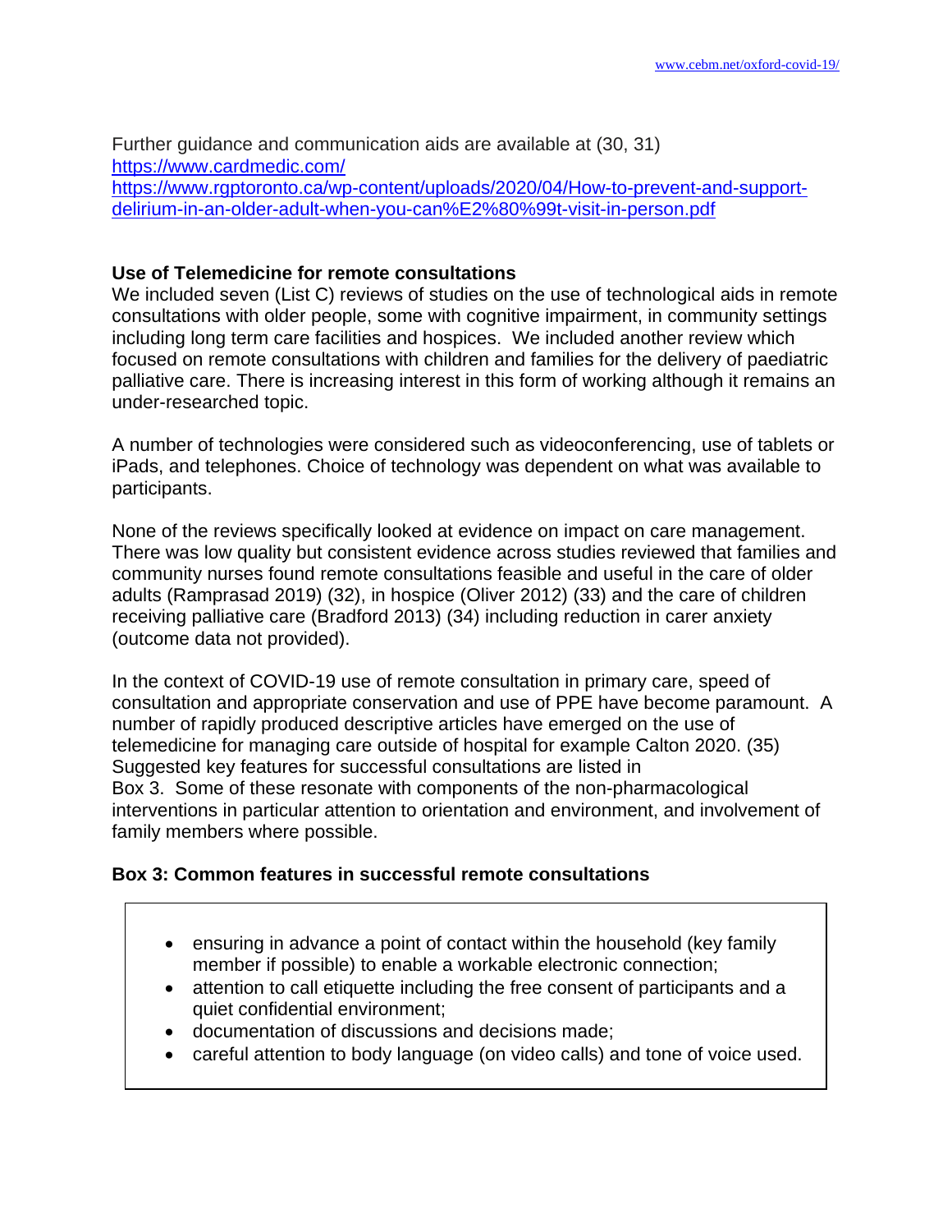Further guidance and communication aids are available at (30, 31)
https://www.cardmedic.com/
https://www.rgptoronto.ca/wp-content/uploads/2020/04/How-to-prevent-and-support-delirium-in-an-older-adult-when-you-can%E2%80%99t-visit-in-person.pdf

**Use of Telemedicine for remote consultations**

We included seven (List C) reviews of studies on the use of technological aids in remote consultations with older people, some with cognitive impairment, in community settings including long term care facilities and hospices. We included another review which focused on remote consultations with children and families for the delivery of paediatric palliative care. There is increasing interest in this form of working although it remains an under-researched topic.

A number of technologies were considered such as videoconferencing, use of tablets or iPads, and telephones. Choice of technology was dependent on what was available to participants.

None of the reviews specifically looked at evidence on impact on care management. There was low quality but consistent evidence across studies reviewed that families and community nurses found remote consultations feasible and useful in the care of older adults (Ramprasad 2019) (32), in hospice (Oliver 2012) (33) and the care of children receiving palliative care (Bradford 2013) (34) including reduction in carer anxiety (outcome data not provided).

In the context of COVID-19 use of remote consultation in primary care, speed of consultation and appropriate conservation and use of PPE have become paramount. A number of rapidly produced descriptive articles have emerged on the use of telemedicine for managing care outside of hospital for example Calton 2020. (35) Suggested key features for successful consultations are listed in Box 3. Some of these resonate with components of the non-pharmacological interventions in particular attention to orientation and environment, and involvement of family members where possible.

**Box 3: Common features in successful remote consultations**

- ensuring in advance a point of contact within the household (key family member if possible) to enable a workable electronic connection;
- attention to call etiquette including the free consent of participants and a quiet confidential environment;
- documentation of discussions and decisions made;
- careful attention to body language (on video calls) and tone of voice used.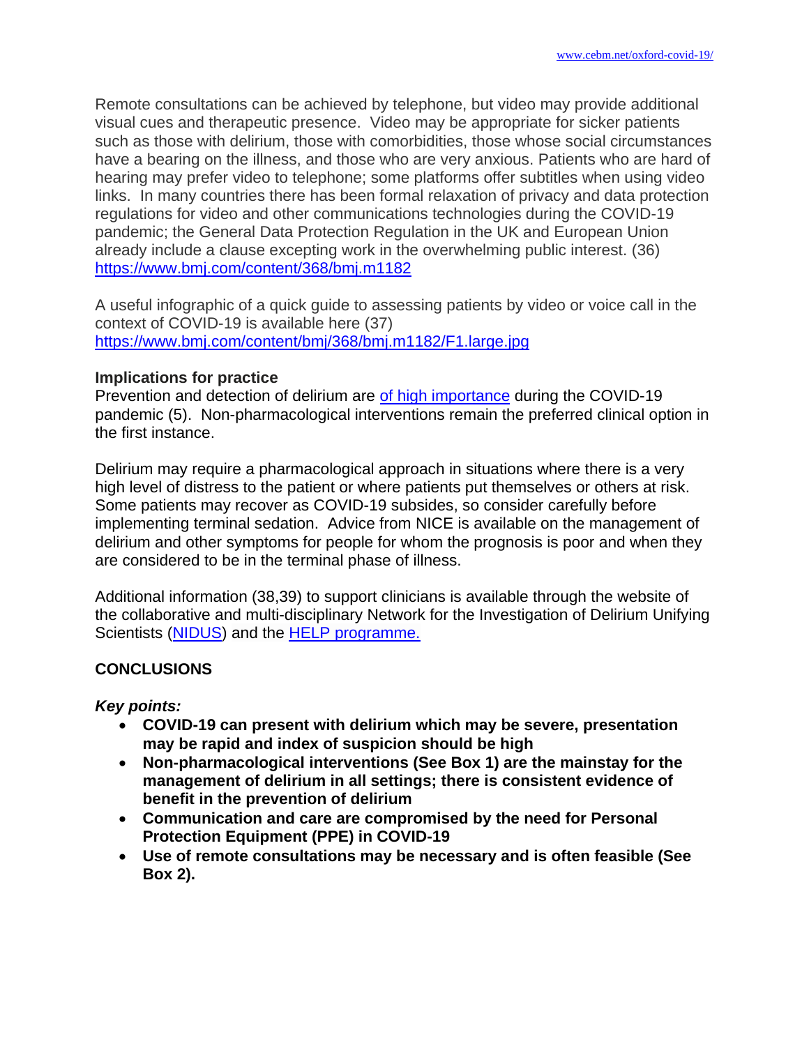Remote consultations can be achieved by telephone, but video may provide additional visual cues and therapeutic presence. Video may be appropriate for sicker patients such as those with delirium, those with comorbidities, those whose social circumstances have a bearing on the illness, and those who are very anxious. Patients who are hard of hearing may prefer video to telephone; some platforms offer subtitles when using video links. In many countries there has been formal relaxation of privacy and data protection regulations for video and other communications technologies during the COVID-19 pandemic; the General Data Protection Regulation in the UK and European Union already include a clause excepting work in the overwhelming public interest. (36) https://www.bmj.com/content/368/bmj.m1182

A useful infographic of a quick guide to assessing patients by video or voice call in the context of COVID-19 is available here (37) https://www.bmj.com/content/bmj/368/bmj.m1182/F1.large.jpg

**Implications for practice**

Prevention and detection of delirium are of high importance during the COVID-19 pandemic (5). Non-pharmacological interventions remain the preferred clinical option in the first instance.

Delirium may require a pharmacological approach in situations where there is a very high level of distress to the patient or where patients put themselves or others at risk. Some patients may recover as COVID-19 subsides, so consider carefully before implementing terminal sedation. Advice from NICE is available on the management of delirium and other symptoms for people for whom the prognosis is poor and when they are considered to be in the terminal phase of illness.

Additional information (38,39) to support clinicians is available through the website of the collaborative and multi-disciplinary Network for the Investigation of Delirium Unifying Scientists (NIDUS) and the HELP programme.

## CONCLUSIONS

***Key points:***

- **COVID-19 can present with delirium which may be severe, presentation may be rapid and index of suspicion should be high**
- **Non-pharmacological interventions (See Box 1) are the mainstay for the management of delirium in all settings; there is consistent evidence of benefit in the prevention of delirium**
- **Communication and care are compromised by the need for Personal Protection Equipment (PPE) in COVID-19**
- **Use of remote consultations may be necessary and is often feasible (See Box 2).**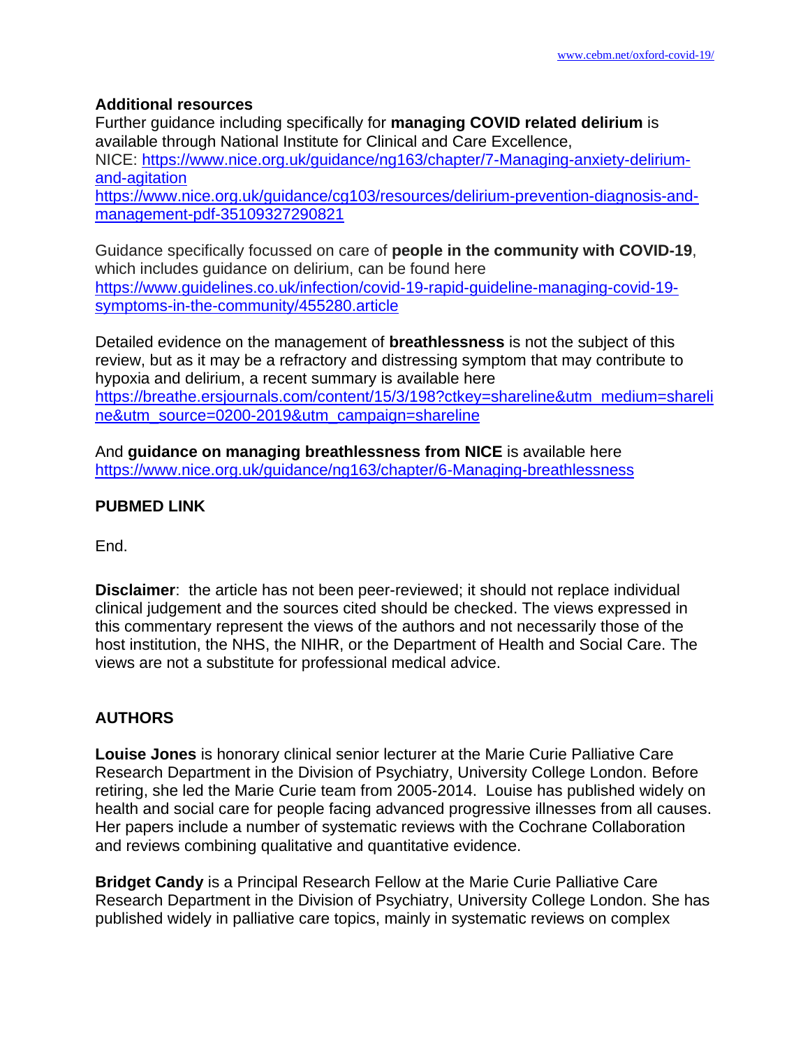**Additional resources**

Further guidance including specifically for **managing COVID related delirium** is available through National Institute for Clinical and Care Excellence,
NICE: https://www.nice.org.uk/guidance/ng163/chapter/7-Managing-anxiety-delirium-and-agitation
https://www.nice.org.uk/guidance/cg103/resources/delirium-prevention-diagnosis-and-management-pdf-35109327290821

Guidance specifically focussed on care of **people in the community with COVID-19**, which includes guidance on delirium, can be found here
https://www.guidelines.co.uk/infection/covid-19-rapid-guideline-managing-covid-19-symptoms-in-the-community/455280.article

Detailed evidence on the management of **breathlessness** is not the subject of this review, but as it may be a refractory and distressing symptom that may contribute to hypoxia and delirium, a recent summary is available here
https://breathe.ersjournals.com/content/15/3/198?ctkey=shareline&utm_medium=shareline&utm_source=0200-2019&utm_campaign=shareline

And **guidance on managing breathlessness from NICE** is available here
https://www.nice.org.uk/guidance/ng163/chapter/6-Managing-breathlessness

**PUBMED LINK**

End.

**Disclaimer**: the article has not been peer-reviewed; it should not replace individual clinical judgement and the sources cited should be checked. The views expressed in this commentary represent the views of the authors and not necessarily those of the host institution, the NHS, the NIHR, or the Department of Health and Social Care. The views are not a substitute for professional medical advice.

**AUTHORS**

**Louise Jones** is honorary clinical senior lecturer at the Marie Curie Palliative Care Research Department in the Division of Psychiatry, University College London. Before retiring, she led the Marie Curie team from 2005-2014. Louise has published widely on health and social care for people facing advanced progressive illnesses from all causes. Her papers include a number of systematic reviews with the Cochrane Collaboration and reviews combining qualitative and quantitative evidence.

**Bridget Candy** is a Principal Research Fellow at the Marie Curie Palliative Care Research Department in the Division of Psychiatry, University College London. She has published widely in palliative care topics, mainly in systematic reviews on complex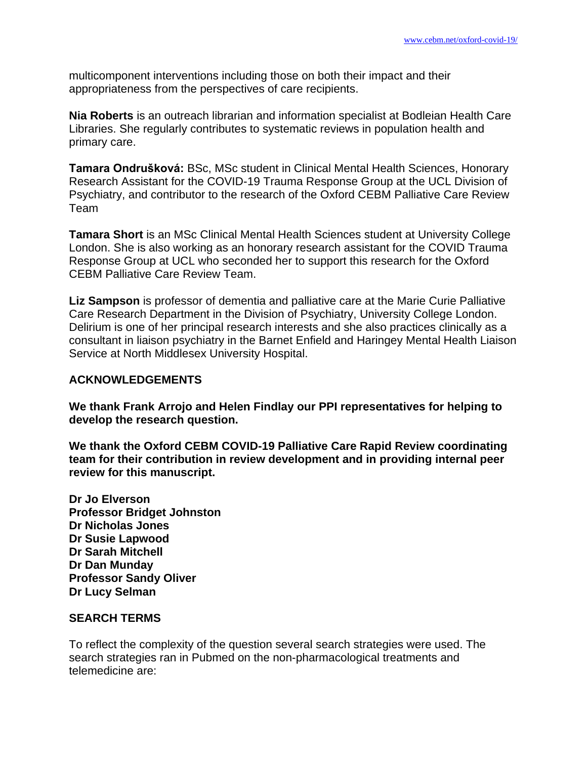multicomponent interventions including those on both their impact and their appropriateness from the perspectives of care recipients.

**Nia Roberts** is an outreach librarian and information specialist at Bodleian Health Care Libraries. She regularly contributes to systematic reviews in population health and primary care.

**Tamara Ondrušková:** BSc, MSc student in Clinical Mental Health Sciences, Honorary Research Assistant for the COVID-19 Trauma Response Group at the UCL Division of Psychiatry, and contributor to the research of the Oxford CEBM Palliative Care Review Team

**Tamara Short** is an MSc Clinical Mental Health Sciences student at University College London. She is also working as an honorary research assistant for the COVID Trauma Response Group at UCL who seconded her to support this research for the Oxford CEBM Palliative Care Review Team.

**Liz Sampson** is professor of dementia and palliative care at the Marie Curie Palliative Care Research Department in the Division of Psychiatry, University College London. Delirium is one of her principal research interests and she also practices clinically as a consultant in liaison psychiatry in the Barnet Enfield and Haringey Mental Health Liaison Service at North Middlesex University Hospital.

## ACKNOWLEDGEMENTS

**We thank Frank Arrojo and Helen Findlay our PPI representatives for helping to develop the research question.**

**We thank the Oxford CEBM COVID-19 Palliative Care Rapid Review coordinating team for their contribution in review development and in providing internal peer review for this manuscript.**

**Dr Jo Elverson**
**Professor Bridget Johnston**
**Dr Nicholas Jones**
**Dr Susie Lapwood**
**Dr Sarah Mitchell**
**Dr Dan Munday**
**Professor Sandy Oliver**
**Dr Lucy Selman**

## SEARCH TERMS

To reflect the complexity of the question several search strategies were used. The search strategies ran in Pubmed on the non-pharmacological treatments and telemedicine are: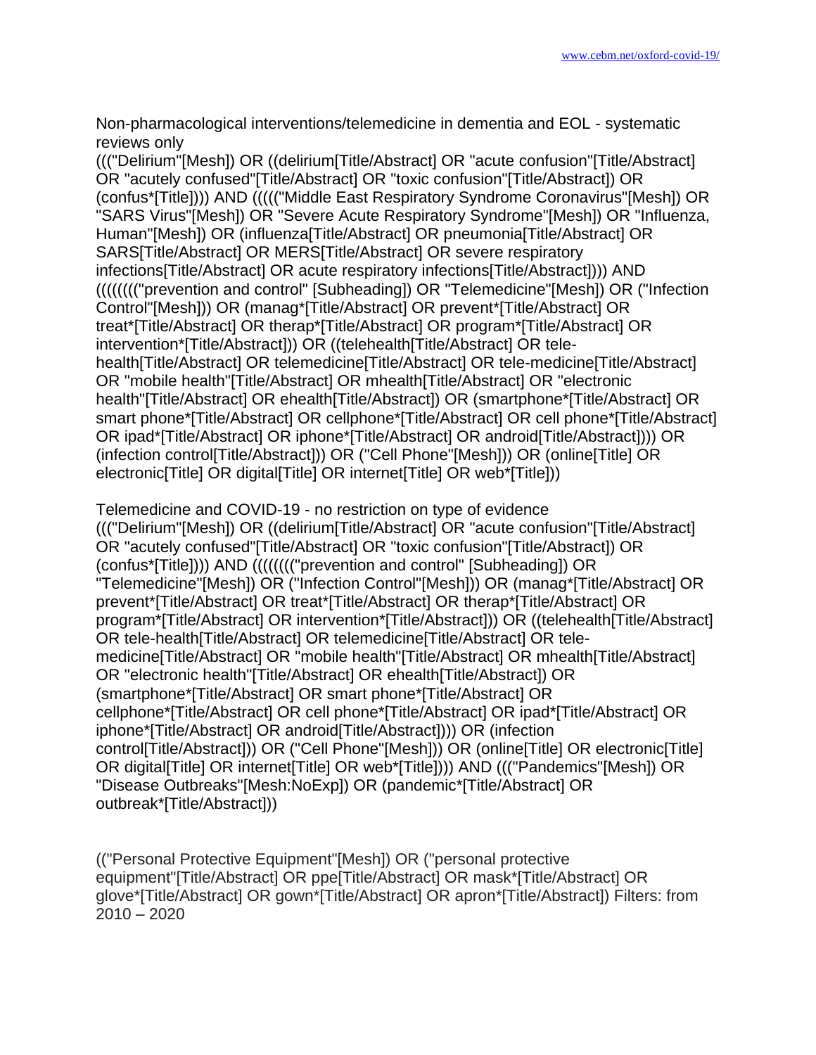Non-pharmacological interventions/telemedicine in dementia and EOL - systematic reviews only

((("Delirium"[Mesh]) OR ((delirium[Title/Abstract] OR "acute confusion"[Title/Abstract] OR "acutely confused"[Title/Abstract] OR "toxic confusion"[Title/Abstract]) OR (confus*[Title]))) AND ((((("Middle East Respiratory Syndrome Coronavirus"[Mesh]) OR "SARS Virus"[Mesh]) OR "Severe Acute Respiratory Syndrome"[Mesh]) OR "Influenza, Human"[Mesh]) OR (influenza[Title/Abstract] OR pneumonia[Title/Abstract] OR SARS[Title/Abstract] OR MERS[Title/Abstract] OR severe respiratory infections[Title/Abstract] OR acute respiratory infections[Title/Abstract]))) AND (((((((("prevention and control" [Subheading]) OR "Telemedicine"[Mesh]) OR ("Infection Control"[Mesh])) OR (manag*[Title/Abstract] OR prevent*[Title/Abstract] OR treat*[Title/Abstract] OR therap*[Title/Abstract] OR program*[Title/Abstract] OR intervention*[Title/Abstract])) OR ((telehealth[Title/Abstract] OR tele-health[Title/Abstract] OR telemedicine[Title/Abstract] OR tele-medicine[Title/Abstract] OR "mobile health"[Title/Abstract] OR mhealth[Title/Abstract] OR "electronic health"[Title/Abstract] OR ehealth[Title/Abstract]) OR (smartphone*[Title/Abstract] OR smart phone*[Title/Abstract] OR cellphone*[Title/Abstract] OR cell phone*[Title/Abstract] OR ipad*[Title/Abstract] OR iphone*[Title/Abstract] OR android[Title/Abstract]))) OR (infection control[Title/Abstract])) OR ("Cell Phone"[Mesh])) OR (online[Title] OR electronic[Title] OR digital[Title] OR internet[Title] OR web*[Title]))

Telemedicine and COVID-19 - no restriction on type of evidence

((("Delirium"[Mesh]) OR ((delirium[Title/Abstract] OR "acute confusion"[Title/Abstract] OR "acutely confused"[Title/Abstract] OR "toxic confusion"[Title/Abstract]) OR (confus*[Title]))) AND (((((((("prevention and control" [Subheading]) OR "Telemedicine"[Mesh]) OR ("Infection Control"[Mesh])) OR (manag*[Title/Abstract] OR prevent*[Title/Abstract] OR treat*[Title/Abstract] OR therap*[Title/Abstract] OR program*[Title/Abstract] OR intervention*[Title/Abstract])) OR ((telehealth[Title/Abstract] OR tele-health[Title/Abstract] OR telemedicine[Title/Abstract] OR tele-medicine[Title/Abstract] OR "mobile health"[Title/Abstract] OR mhealth[Title/Abstract] OR "electronic health"[Title/Abstract] OR ehealth[Title/Abstract]) OR (smartphone*[Title/Abstract] OR smart phone*[Title/Abstract] OR cellphone*[Title/Abstract] OR cell phone*[Title/Abstract] OR ipad*[Title/Abstract] OR iphone*[Title/Abstract] OR android[Title/Abstract]))) OR (infection control[Title/Abstract])) OR ("Cell Phone"[Mesh])) OR (online[Title] OR electronic[Title] OR digital[Title] OR internet[Title] OR web*[Title]))) AND ((("Pandemics"[Mesh]) OR "Disease Outbreaks"[Mesh:NoExp]) OR (pandemic*[Title/Abstract] OR outbreak*[Title/Abstract]))

(("Personal Protective Equipment"[Mesh]) OR ("personal protective equipment"[Title/Abstract] OR ppe[Title/Abstract] OR mask*[Title/Abstract] OR glove*[Title/Abstract] OR gown*[Title/Abstract] OR apron*[Title/Abstract]) Filters: from 2010 – 2020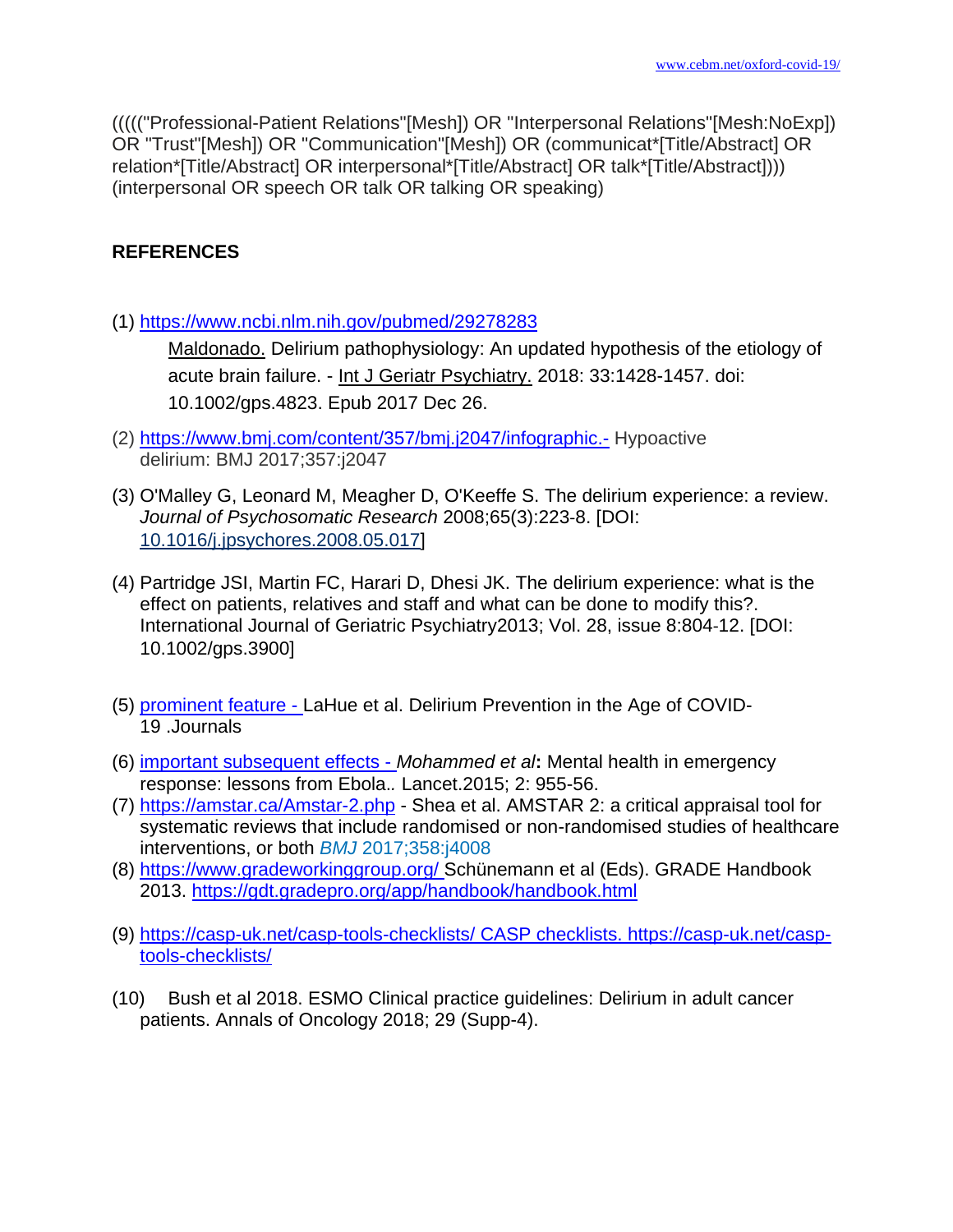((((("Professional-Patient Relations"[Mesh]) OR "Interpersonal Relations"[Mesh:NoExp]) OR "Trust"[Mesh]) OR "Communication"[Mesh]) OR (communicat*[Title/Abstract] OR relation*[Title/Abstract] OR interpersonal*[Title/Abstract] OR talk*[Title/Abstract]))) (interpersonal OR speech OR talk OR talking OR speaking)

**REFERENCES**

(1) https://www.ncbi.nlm.nih.gov/pubmed/29278283
Maldonado. Delirium pathophysiology: An updated hypothesis of the etiology of acute brain failure. - Int J Geriatr Psychiatry. 2018: 33:1428-1457. doi: 10.1002/gps.4823. Epub 2017 Dec 26.

(2) https://www.bmj.com/content/357/bmj.j2047/infographic.- Hypoactive delirium: BMJ 2017;357:j2047

(3) O'Malley G, Leonard M, Meagher D, O'Keeffe S. The delirium experience: a review. *Journal of Psychosomatic Research* 2008;65(3):223-8. [DOI: 10.1016/j.jpsychores.2008.05.017]

(4) Partridge JSI, Martin FC, Harari D, Dhesi JK. The delirium experience: what is the effect on patients, relatives and staff and what can be done to modify this?. International Journal of Geriatric Psychiatry2013; Vol. 28, issue 8:804-12. [DOI: 10.1002/gps.3900]

(5) prominent feature - LaHue et al. Delirium Prevention in the Age of COVID-19 .Journals

(6) important subsequent effects - *Mohammed et al*: Mental health in emergency response: lessons from Ebola.. Lancet.2015; 2: 955-56.

(7) https://amstar.ca/Amstar-2.php - Shea et al. AMSTAR 2: a critical appraisal tool for systematic reviews that include randomised or non-randomised studies of healthcare interventions, or both *BMJ* 2017;358:j4008

(8) https://www.gradeworkinggroup.org/ Schünemann et al (Eds). GRADE Handbook 2013. https://gdt.gradepro.org/app/handbook/handbook.html

(9) https://casp-uk.net/casp-tools-checklists/ CASP checklists. https://casp-uk.net/casp-tools-checklists/

(10) Bush et al 2018. ESMO Clinical practice guidelines: Delirium in adult cancer patients. Annals of Oncology 2018; 29 (Supp-4).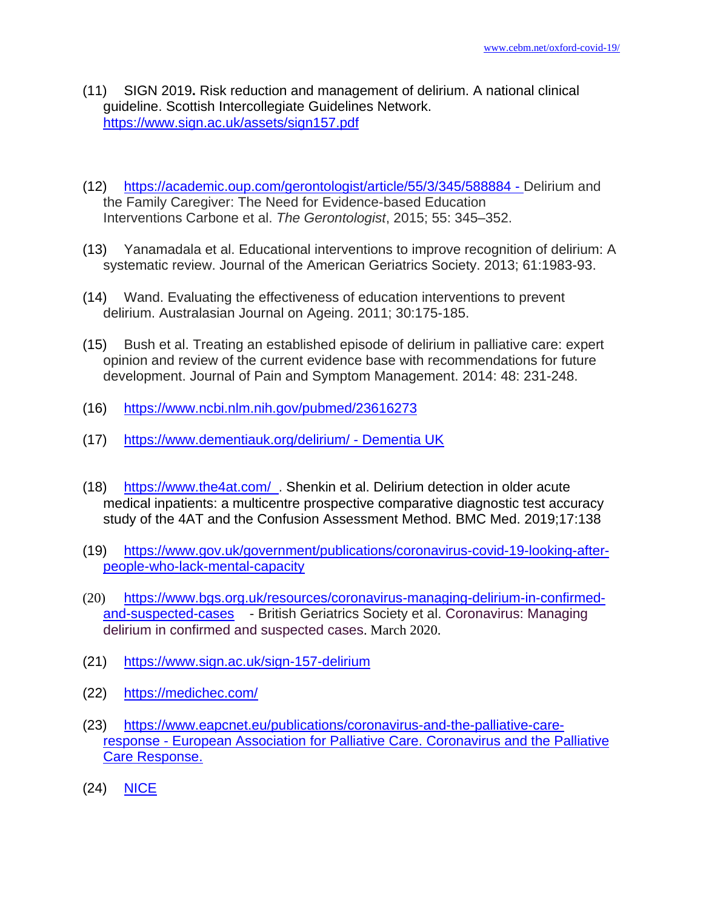(11) SIGN 2019**.** Risk reduction and management of delirium. A national clinical guideline. Scottish Intercollegiate Guidelines Network. https://www.sign.ac.uk/assets/sign157.pdf

(12) https://academic.oup.com/gerontologist/article/55/3/345/588884 - Delirium and the Family Caregiver: The Need for Evidence-based Education Interventions Carbone et al. *The Gerontologist*, 2015; 55: 345–352.

(13) Yanamadala et al. Educational interventions to improve recognition of delirium: A systematic review. Journal of the American Geriatrics Society. 2013; 61:1983-93.

(14) Wand. Evaluating the effectiveness of education interventions to prevent delirium. Australasian Journal on Ageing. 2011; 30:175-185.

(15) Bush et al. Treating an established episode of delirium in palliative care: expert opinion and review of the current evidence base with recommendations for future development. Journal of Pain and Symptom Management. 2014: 48: 231-248.

(16) https://www.ncbi.nlm.nih.gov/pubmed/23616273

(17) https://www.dementiauk.org/delirium/ - Dementia UK

(18) https://www.the4at.com/ . Shenkin et al. Delirium detection in older acute medical inpatients: a multicentre prospective comparative diagnostic test accuracy study of the 4AT and the Confusion Assessment Method. BMC Med. 2019;17:138

(19) https://www.gov.uk/government/publications/coronavirus-covid-19-looking-after-people-who-lack-mental-capacity

(20) https://www.bgs.org.uk/resources/coronavirus-managing-delirium-in-confirmed-and-suspected-cases - British Geriatrics Society et al. Coronavirus: Managing delirium in confirmed and suspected cases. March 2020.

(21) https://www.sign.ac.uk/sign-157-delirium

(22) https://medichec.com/

(23) https://www.eapcnet.eu/publications/coronavirus-and-the-palliative-care-response - European Association for Palliative Care. Coronavirus and the Palliative Care Response.

(24) NICE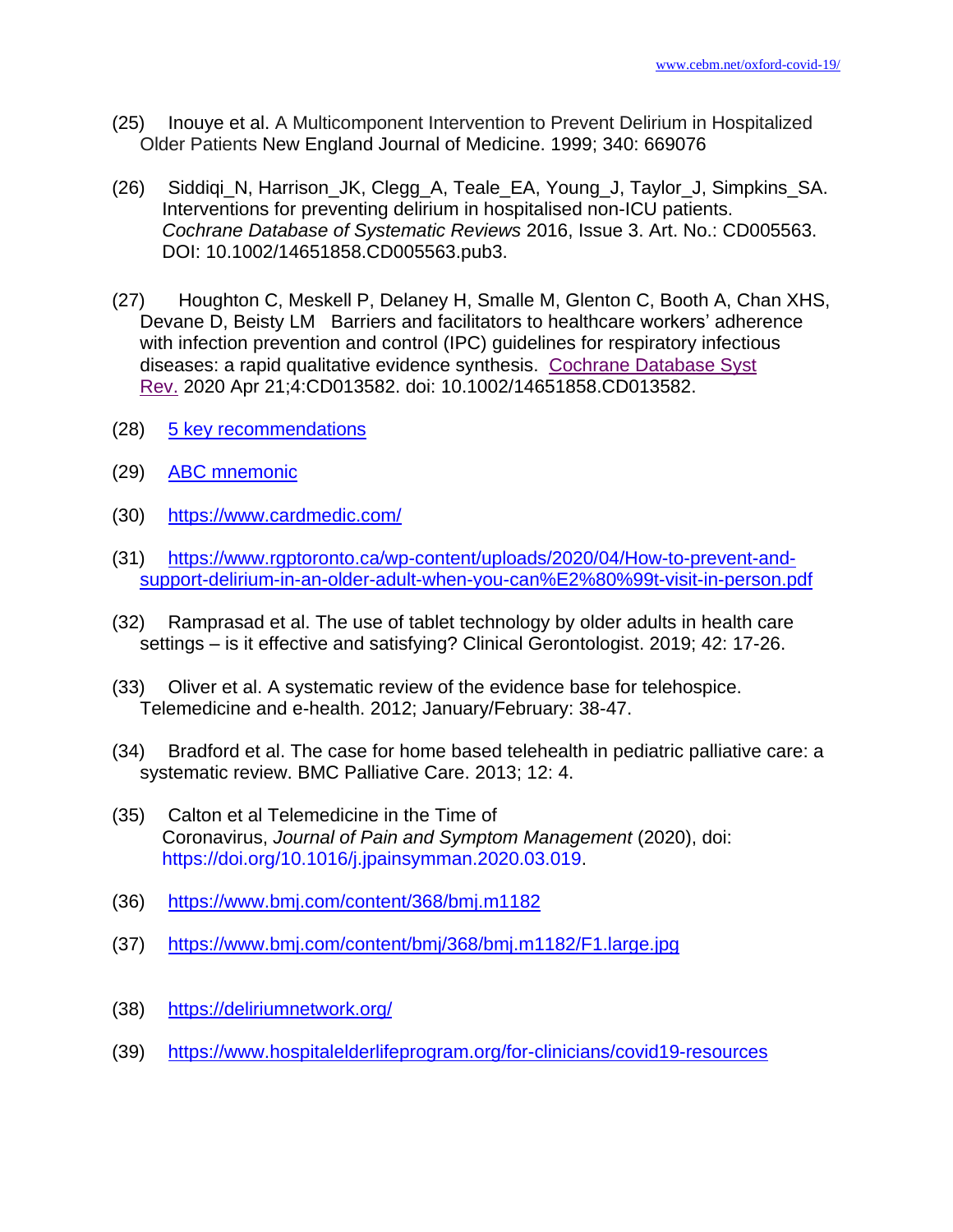(25) Inouye et al. A Multicomponent Intervention to Prevent Delirium in Hospitalized Older Patients New England Journal of Medicine. 1999; 340: 669076

(26) Siddiqi_N, Harrison_JK, Clegg_A, Teale_EA, Young_J, Taylor_J, Simpkins_SA. Interventions for preventing delirium in hospitalised non-ICU patients. *Cochrane Database of Systematic Reviews* 2016, Issue 3. Art. No.: CD005563. DOI: 10.1002/14651858.CD005563.pub3.

(27) Houghton C, Meskell P, Delaney H, Smalle M, Glenton C, Booth A, Chan XHS, Devane D, Beisty LM Barriers and facilitators to healthcare workers' adherence with infection prevention and control (IPC) guidelines for respiratory infectious diseases: a rapid qualitative evidence synthesis. Cochrane Database Syst Rev. 2020 Apr 21;4:CD013582. doi: 10.1002/14651858.CD013582.

(28) 5 key recommendations

(29) ABC mnemonic

(30) https://www.cardmedic.com/

(31) https://www.rgptoronto.ca/wp-content/uploads/2020/04/How-to-prevent-and-support-delirium-in-an-older-adult-when-you-can%E2%80%99t-visit-in-person.pdf

(32) Ramprasad et al. The use of tablet technology by older adults in health care settings – is it effective and satisfying? Clinical Gerontologist. 2019; 42: 17-26.

(33) Oliver et al. A systematic review of the evidence base for telehospice. Telemedicine and e-health. 2012; January/February: 38-47.

(34) Bradford et al. The case for home based telehealth in pediatric palliative care: a systematic review. BMC Palliative Care. 2013; 12: 4.

(35) Calton et al Telemedicine in the Time of Coronavirus, *Journal of Pain and Symptom Management* (2020), doi: https://doi.org/10.1016/j.jpainsymman.2020.03.019.

(36) https://www.bmj.com/content/368/bmj.m1182

(37) https://www.bmj.com/content/bmj/368/bmj.m1182/F1.large.jpg

(38) https://deliriumnetwork.org/

(39) https://www.hospitalelderlifeprogram.org/for-clinicians/covid19-resources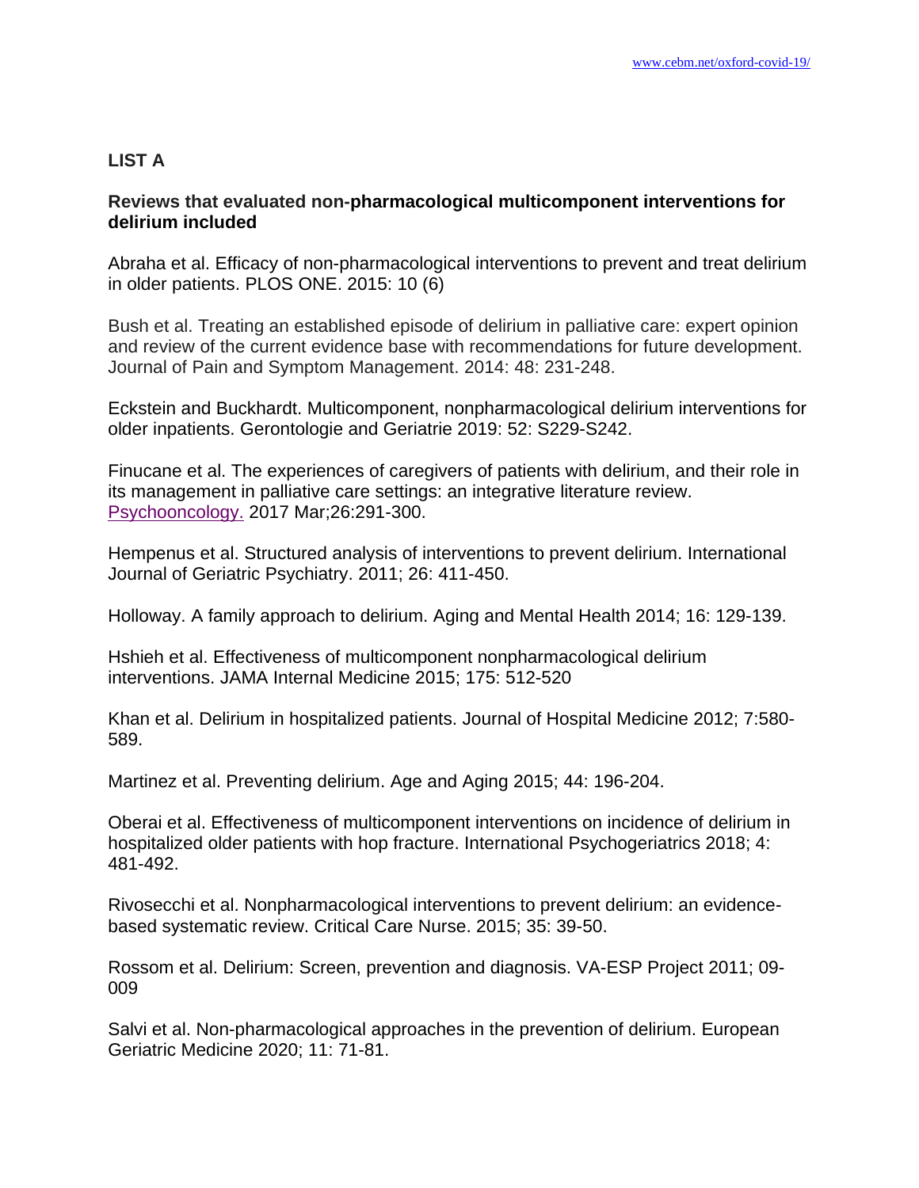## LIST A

### Reviews that evaluated non-pharmacological multicomponent interventions for delirium included

Abraha et al. Efficacy of non-pharmacological interventions to prevent and treat delirium in older patients. PLOS ONE. 2015: 10 (6)

Bush et al. Treating an established episode of delirium in palliative care: expert opinion and review of the current evidence base with recommendations for future development. Journal of Pain and Symptom Management. 2014: 48: 231-248.

Eckstein and Buckhardt. Multicomponent, nonpharmacological delirium interventions for older inpatients. Gerontologie and Geriatrie 2019: 52: S229-S242.

Finucane et al. The experiences of caregivers of patients with delirium, and their role in its management in palliative care settings: an integrative literature review. Psychooncology. 2017 Mar;26:291-300.

Hempenus et al. Structured analysis of interventions to prevent delirium. International Journal of Geriatric Psychiatry. 2011; 26: 411-450.

Holloway. A family approach to delirium. Aging and Mental Health 2014; 16: 129-139.

Hshieh et al. Effectiveness of multicomponent nonpharmacological delirium interventions. JAMA Internal Medicine 2015; 175: 512-520

Khan et al. Delirium in hospitalized patients. Journal of Hospital Medicine 2012; 7:580-589.

Martinez et al. Preventing delirium. Age and Aging 2015; 44: 196-204.

Oberai et al. Effectiveness of multicomponent interventions on incidence of delirium in hospitalized older patients with hop fracture. International Psychogeriatrics 2018; 4: 481-492.

Rivosecchi et al. Nonpharmacological interventions to prevent delirium: an evidence-based systematic review. Critical Care Nurse. 2015; 35: 39-50.

Rossom et al. Delirium: Screen, prevention and diagnosis. VA-ESP Project 2011; 09-009

Salvi et al. Non-pharmacological approaches in the prevention of delirium. European Geriatric Medicine 2020; 11: 71-81.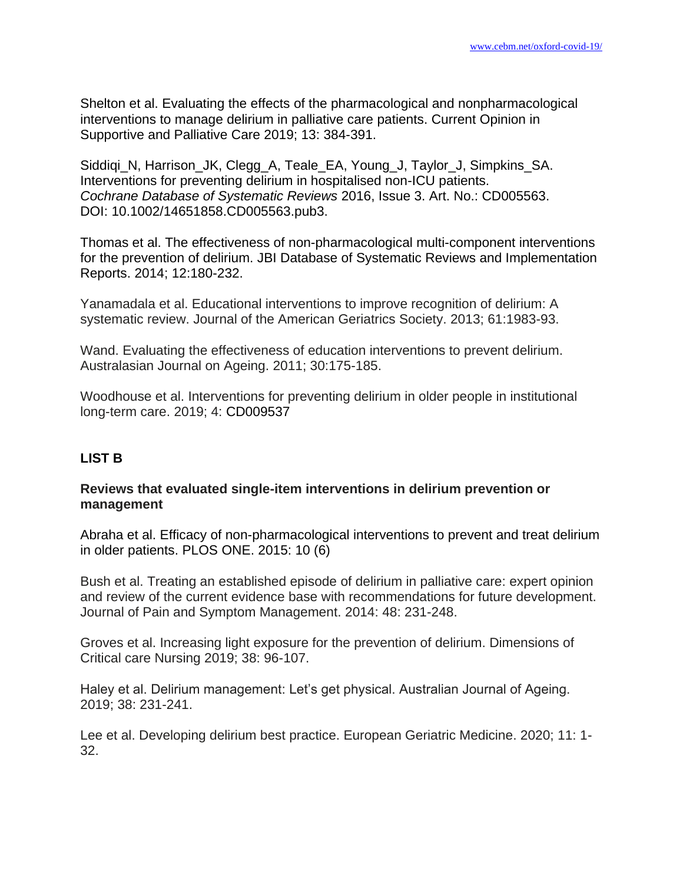Shelton et al. Evaluating the effects of the pharmacological and nonpharmacological interventions to manage delirium in palliative care patients. Current Opinion in Supportive and Palliative Care 2019; 13: 384-391.

Siddiqi_N, Harrison_JK, Clegg_A, Teale_EA, Young_J, Taylor_J, Simpkins_SA. Interventions for preventing delirium in hospitalised non-ICU patients. *Cochrane Database of Systematic Reviews* 2016, Issue 3. Art. No.: CD005563. DOI: 10.1002/14651858.CD005563.pub3.

Thomas et al. The effectiveness of non-pharmacological multi-component interventions for the prevention of delirium. JBI Database of Systematic Reviews and Implementation Reports. 2014; 12:180-232.

Yanamadala et al. Educational interventions to improve recognition of delirium: A systematic review. Journal of the American Geriatrics Society. 2013; 61:1983-93.

Wand. Evaluating the effectiveness of education interventions to prevent delirium. Australasian Journal on Ageing. 2011; 30:175-185.

Woodhouse et al. Interventions for preventing delirium in older people in institutional long-term care. 2019; 4: CD009537

**LIST B**

**Reviews that evaluated single-item interventions in delirium prevention or management**

Abraha et al. Efficacy of non-pharmacological interventions to prevent and treat delirium in older patients. PLOS ONE. 2015: 10 (6)

Bush et al. Treating an established episode of delirium in palliative care: expert opinion and review of the current evidence base with recommendations for future development. Journal of Pain and Symptom Management. 2014: 48: 231-248.

Groves et al. Increasing light exposure for the prevention of delirium. Dimensions of Critical care Nursing 2019; 38: 96-107.

Haley et al. Delirium management: Let's get physical. Australian Journal of Ageing. 2019; 38: 231-241.

Lee et al. Developing delirium best practice. European Geriatric Medicine. 2020; 11: 1-32.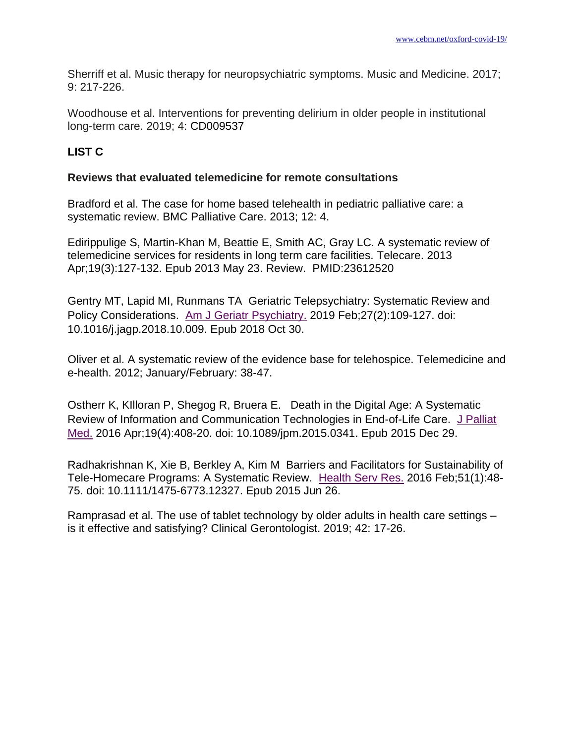Sherriff et al. Music therapy for neuropsychiatric symptoms. Music and Medicine. 2017; 9: 217-226.

Woodhouse et al. Interventions for preventing delirium in older people in institutional long-term care. 2019; 4: CD009537

**LIST C**

**Reviews that evaluated telemedicine for remote consultations**

Bradford et al. The case for home based telehealth in pediatric palliative care: a systematic review. BMC Palliative Care. 2013; 12: 4.

Edirippulige S, Martin-Khan M, Beattie E, Smith AC, Gray LC. A systematic review of telemedicine services for residents in long term care facilities. Telecare. 2013 Apr;19(3):127-132. Epub 2013 May 23. Review. PMID:23612520

Gentry MT, Lapid MI, Runmans TA Geriatric Telepsychiatry: Systematic Review and Policy Considerations. Am J Geriatr Psychiatry. 2019 Feb;27(2):109-127. doi: 10.1016/j.jagp.2018.10.009. Epub 2018 Oct 30.

Oliver et al. A systematic review of the evidence base for telehospice. Telemedicine and e-health. 2012; January/February: 38-47.

Ostherr K, KIlloran P, Shegog R, Bruera E. Death in the Digital Age: A Systematic Review of Information and Communication Technologies in End-of-Life Care. J Palliat Med. 2016 Apr;19(4):408-20. doi: 10.1089/jpm.2015.0341. Epub 2015 Dec 29.

Radhakrishnan K, Xie B, Berkley A, Kim M Barriers and Facilitators for Sustainability of Tele-Homecare Programs: A Systematic Review. Health Serv Res. 2016 Feb;51(1):48-75. doi: 10.1111/1475-6773.12327. Epub 2015 Jun 26.

Ramprasad et al. The use of tablet technology by older adults in health care settings – is it effective and satisfying? Clinical Gerontologist. 2019; 42: 17-26.